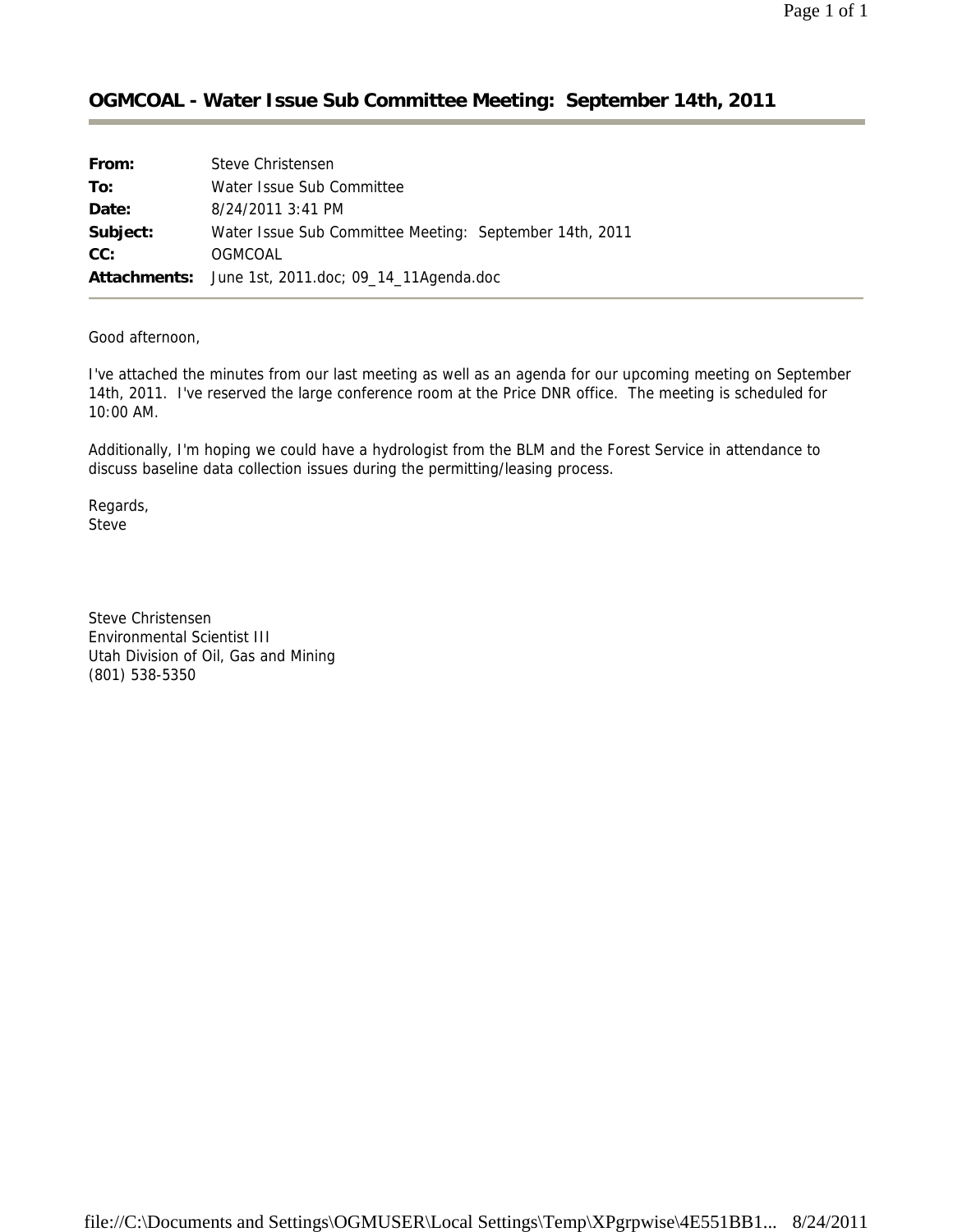# OGMCOAL - Water Issue Sub Committee Meeting: September 14th, 2011

| | |
|---|---|
| **From:** | Steve Christensen |
| **To:** | Water Issue Sub Committee |
| **Date:** | 8/24/2011 3:41 PM |
| **Subject:** | Water Issue Sub Committee Meeting: September 14th, 2011 |
| **CC:** | OGMCOAL |
| **Attachments:** | June 1st, 2011.doc; 09_14_11Agenda.doc |

Good afternoon,

I've attached the minutes from our last meeting as well as an agenda for our upcoming meeting on September 14th, 2011. I've reserved the large conference room at the Price DNR office. The meeting is scheduled for 10:00 AM.

Additionally, I'm hoping we could have a hydrologist from the BLM and the Forest Service in attendance to discuss baseline data collection issues during the permitting/leasing process.

Regards,
Steve

Steve Christensen
Environmental Scientist III
Utah Division of Oil, Gas and Mining
(801) 538-5350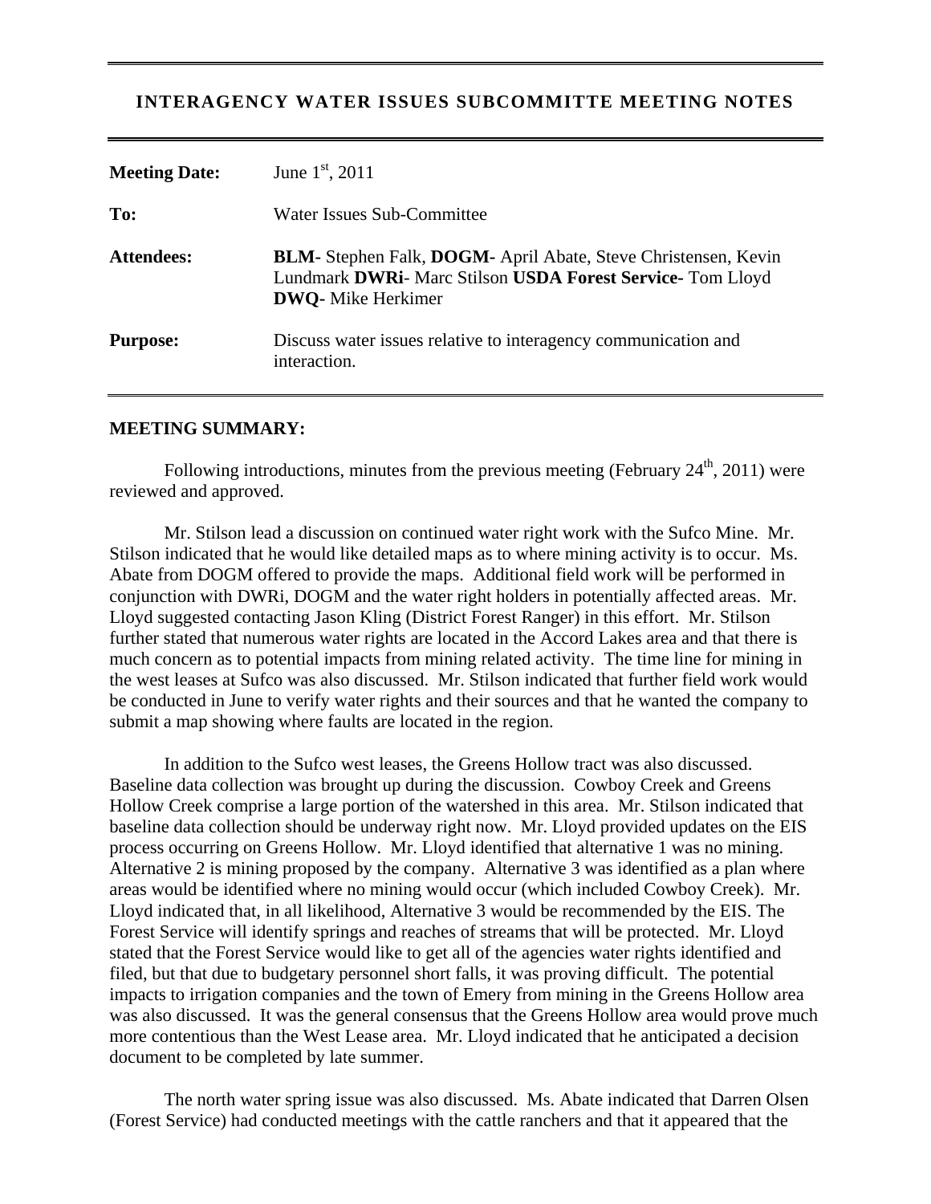**INTERAGENCY WATER ISSUES SUBCOMMITTE MEETING NOTES**

| | |
|---|---|
| **Meeting Date:** | June 1st, 2011 |
| **To:** | Water Issues Sub-Committee |
| **Attendees:** | **BLM**- Stephen Falk, **DOGM**- April Abate, Steve Christensen, Kevin Lundmark **DWRi**- Marc Stilson **USDA Forest Service**- Tom Lloyd **DWQ**- Mike Herkimer |
| **Purpose:** | Discuss water issues relative to interagency communication and interaction. |

**MEETING SUMMARY:**

Following introductions, minutes from the previous meeting (February 24th, 2011) were reviewed and approved.

Mr. Stilson lead a discussion on continued water right work with the Sufco Mine. Mr. Stilson indicated that he would like detailed maps as to where mining activity is to occur. Ms. Abate from DOGM offered to provide the maps. Additional field work will be performed in conjunction with DWRi, DOGM and the water right holders in potentially affected areas. Mr. Lloyd suggested contacting Jason Kling (District Forest Ranger) in this effort. Mr. Stilson further stated that numerous water rights are located in the Accord Lakes area and that there is much concern as to potential impacts from mining related activity. The time line for mining in the west leases at Sufco was also discussed. Mr. Stilson indicated that further field work would be conducted in June to verify water rights and their sources and that he wanted the company to submit a map showing where faults are located in the region.

In addition to the Sufco west leases, the Greens Hollow tract was also discussed. Baseline data collection was brought up during the discussion. Cowboy Creek and Greens Hollow Creek comprise a large portion of the watershed in this area. Mr. Stilson indicated that baseline data collection should be underway right now. Mr. Lloyd provided updates on the EIS process occurring on Greens Hollow. Mr. Lloyd identified that alternative 1 was no mining. Alternative 2 is mining proposed by the company. Alternative 3 was identified as a plan where areas would be identified where no mining would occur (which included Cowboy Creek). Mr. Lloyd indicated that, in all likelihood, Alternative 3 would be recommended by the EIS. The Forest Service will identify springs and reaches of streams that will be protected. Mr. Lloyd stated that the Forest Service would like to get all of the agencies water rights identified and filed, but that due to budgetary personnel short falls, it was proving difficult. The potential impacts to irrigation companies and the town of Emery from mining in the Greens Hollow area was also discussed. It was the general consensus that the Greens Hollow area would prove much more contentious than the West Lease area. Mr. Lloyd indicated that he anticipated a decision document to be completed by late summer.

The north water spring issue was also discussed. Ms. Abate indicated that Darren Olsen (Forest Service) had conducted meetings with the cattle ranchers and that it appeared that the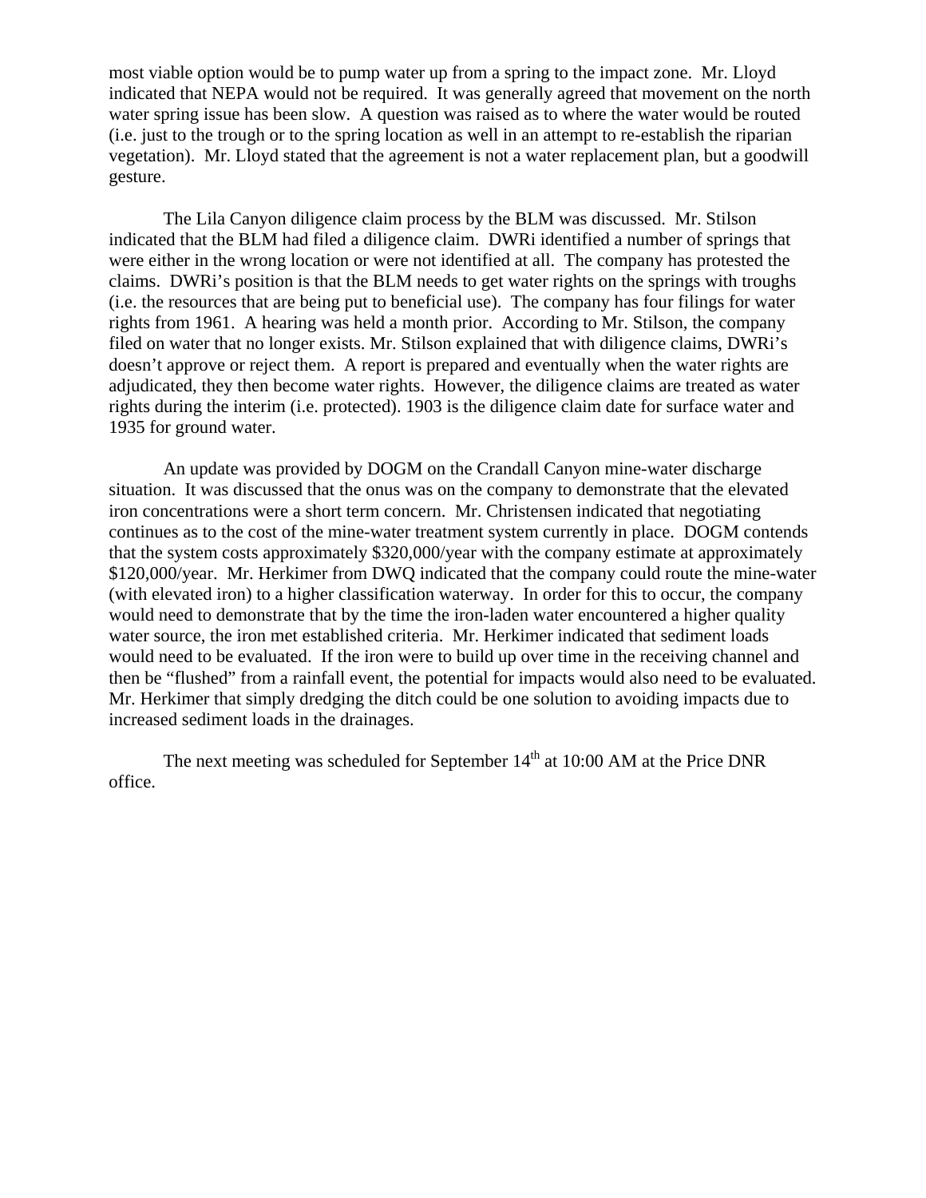most viable option would be to pump water up from a spring to the impact zone. Mr. Lloyd indicated that NEPA would not be required. It was generally agreed that movement on the north water spring issue has been slow. A question was raised as to where the water would be routed (i.e. just to the trough or to the spring location as well in an attempt to re-establish the riparian vegetation). Mr. Lloyd stated that the agreement is not a water replacement plan, but a goodwill gesture.

The Lila Canyon diligence claim process by the BLM was discussed. Mr. Stilson indicated that the BLM had filed a diligence claim. DWRi identified a number of springs that were either in the wrong location or were not identified at all. The company has protested the claims. DWRi's position is that the BLM needs to get water rights on the springs with troughs (i.e. the resources that are being put to beneficial use). The company has four filings for water rights from 1961. A hearing was held a month prior. According to Mr. Stilson, the company filed on water that no longer exists. Mr. Stilson explained that with diligence claims, DWRi's doesn't approve or reject them. A report is prepared and eventually when the water rights are adjudicated, they then become water rights. However, the diligence claims are treated as water rights during the interim (i.e. protected). 1903 is the diligence claim date for surface water and 1935 for ground water.

An update was provided by DOGM on the Crandall Canyon mine-water discharge situation. It was discussed that the onus was on the company to demonstrate that the elevated iron concentrations were a short term concern. Mr. Christensen indicated that negotiating continues as to the cost of the mine-water treatment system currently in place. DOGM contends that the system costs approximately $320,000/year with the company estimate at approximately $120,000/year. Mr. Herkimer from DWQ indicated that the company could route the mine-water (with elevated iron) to a higher classification waterway. In order for this to occur, the company would need to demonstrate that by the time the iron-laden water encountered a higher quality water source, the iron met established criteria. Mr. Herkimer indicated that sediment loads would need to be evaluated. If the iron were to build up over time in the receiving channel and then be "flushed" from a rainfall event, the potential for impacts would also need to be evaluated. Mr. Herkimer that simply dredging the ditch could be one solution to avoiding impacts due to increased sediment loads in the drainages.

The next meeting was scheduled for September 14th at 10:00 AM at the Price DNR office.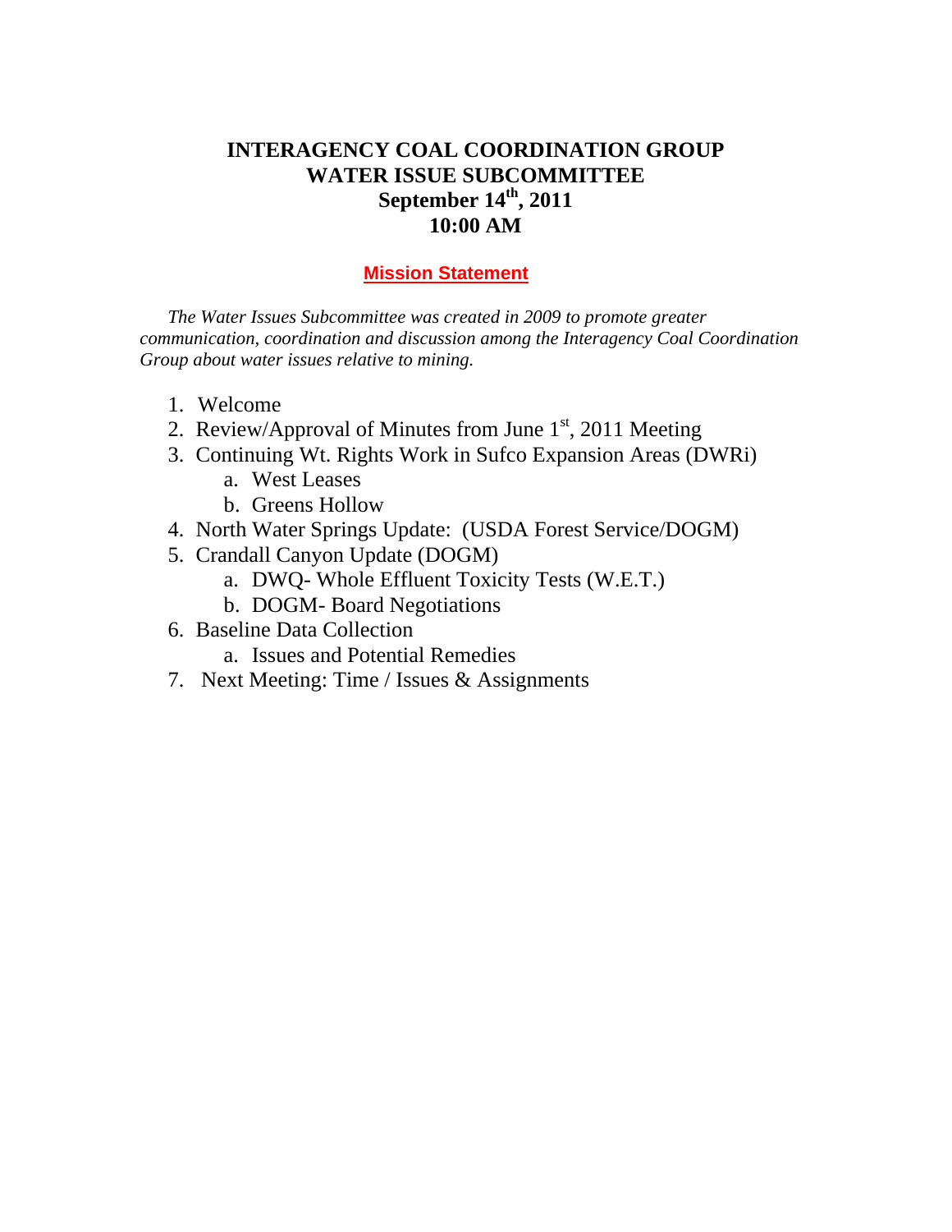# INTERAGENCY COAL COORDINATION GROUP
# WATER ISSUE SUBCOMMITTEE
# September 14th, 2011
# 10:00 AM

## Mission Statement

*The Water Issues Subcommittee was created in 2009 to promote greater communication, coordination and discussion among the Interagency Coal Coordination Group about water issues relative to mining.*

1. Welcome
2. Review/Approval of Minutes from June 1st, 2011 Meeting
3. Continuing Wt. Rights Work in Sufco Expansion Areas (DWRi)
   a. West Leases
   b. Greens Hollow
4. North Water Springs Update: (USDA Forest Service/DOGM)
5. Crandall Canyon Update (DOGM)
   a. DWQ- Whole Effluent Toxicity Tests (W.E.T.)
   b. DOGM- Board Negotiations
6. Baseline Data Collection
   a. Issues and Potential Remedies
7. Next Meeting: Time / Issues & Assignments